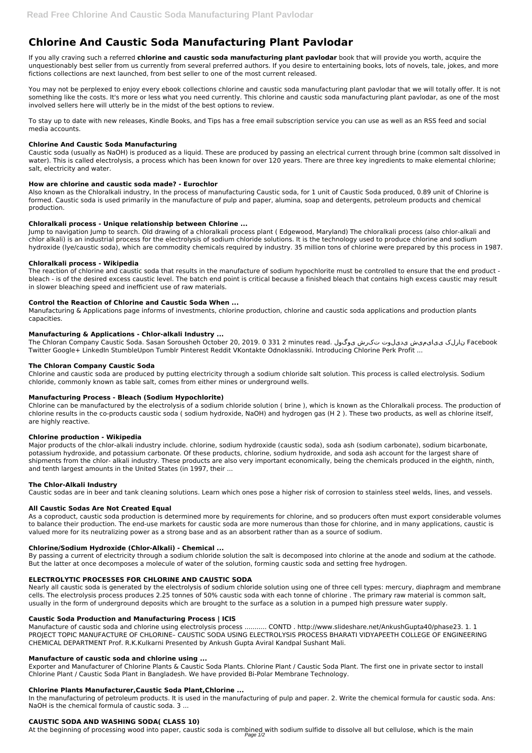# Chlorine And Caustic Soda Manufacturing Plant Pavlodar

If you ally craving such a referred **chlorine and caustic soda manufacturing plant pavlodar** book that will provide you worth, acquire the unquestionably best seller from us currently from several preferred authors. If you desire to entertaining books, lots of novels, tale, jokes, and more fictions collections are next launched, from best seller to one of the most current released.

You may not be perplexed to enjoy every ebook collections chlorine and caustic soda manufacturing plant pavlodar that we will totally offer. It is not something like the costs. It's more or less what you need currently. This chlorine and caustic soda manufacturing plant pavlodar, as one of the most involved sellers here will utterly be in the midst of the best options to review.

To stay up to date with new releases, Kindle Books, and Tips has a free email subscription service you can use as well as an RSS feed and social media accounts.

### Chlorine And Caustic Soda Manufacturing

Caustic soda (usually as NaOH) is produced as a liquid. These are produced by passing an electrical current through brine (common salt dissolved in water). This is called electrolysis, a process which has been known for over 120 years. There are three key ingredients to make elemental chlorine; salt, electricity and water.

### How are chlorine and caustic soda made? - Eurochlor

Also known as the Chloralkali industry, In the process of manufacturing Caustic soda, for 1 unit of Caustic Soda produced, 0.89 unit of Chlorine is formed. Caustic soda is used primarily in the manufacture of pulp and paper, alumina, soap and detergents, petroleum products and chemical production.

### Chloralkali process - Unique relationship between Chlorine ...

Jump to navigation Jump to search. Old drawing of a chloralkali process plant ( Edgewood, Maryland) The chloralkali process (also chlor-alkali and chlor alkali) is an industrial process for the electrolysis of sodium chloride solutions. It is the technology used to produce chlorine and sodium hydroxide (lye/caustic soda), which are commodity chemicals required by industry. 35 million tons of chlorine were prepared by this process in 1987.

### Chloralkali process - Wikipedia

The reaction of chlorine and caustic soda that results in the manufacture of sodium hypochlorite must be controlled to ensure that the end product - bleach - is of the desired excess caustic level. The batch end point is critical because a finished bleach that contains high excess caustic may result in slower bleaching speed and inefficient use of raw materials.

### Control the Reaction of Chlorine and Caustic Soda When ...

Manufacturing & Applications page informs of investments, chlorine production, chlorine and caustic soda applications and production plants capacities.

### Manufacturing & Applications - Chlor-alkali Industry ...

The Chloran Company Caustic Soda. Sasan Sorousheh October 20, 2019. 0 331 2 minutes read. نارلک ییایمیش یدیلوت تکرش یوگول Facebook Twitter Google+ LinkedIn StumbleUpon Tumblr Pinterest Reddit VKontakte Odnoklassniki. Introducing Chlorine Perk Profit ...

### The Chloran Company Caustic Soda

Chlorine and caustic soda are produced by putting electricity through a sodium chloride salt solution. This process is called electrolysis. Sodium chloride, commonly known as table salt, comes from either mines or underground wells.

### Manufacturing Process - Bleach (Sodium Hypochlorite)

Chlorine can be manufactured by the electrolysis of a sodium chloride solution ( brine ), which is known as the Chloralkali process. The production of chlorine results in the co-products caustic soda ( sodium hydroxide, NaOH) and hydrogen gas ($H_2$ ). These two products, as well as chlorine itself, are highly reactive.

### Chlorine production - Wikipedia

Major products of the chlor-alkali industry include. chlorine, sodium hydroxide (caustic soda), soda ash (sodium carbonate), sodium bicarbonate, potassium hydroxide, and potassium carbonate. Of these products, chlorine, sodium hydroxide, and soda ash account for the largest share of shipments from the chlor- alkali industry. These products are also very important economically, being the chemicals produced in the eighth, ninth, and tenth largest amounts in the United States (in 1997, their ...

### The Chlor-Alkali Industry

Caustic sodas are in beer and tank cleaning solutions. Learn which ones pose a higher risk of corrosion to stainless steel welds, lines, and vessels.

### All Caustic Sodas Are Not Created Equal

As a coproduct, caustic soda production is determined more by requirements for chlorine, and so producers often must export considerable volumes to balance their production. The end-use markets for caustic soda are more numerous than those for chlorine, and in many applications, caustic is valued more for its neutralizing power as a strong base and as an absorbent rather than as a source of sodium.

### Chlorine/Sodium Hydroxide (Chlor-Alkali) - Chemical ...

By passing a current of electricity through a sodium chloride solution the salt is decomposed into chlorine at the anode and sodium at the cathode. But the latter at once decomposes a molecule of water of the solution, forming caustic soda and setting free hydrogen.

### ELECTROLYTIC PROCESSES FOR CHLORINE AND CAUSTIC SODA

Nearly all caustic soda is generated by the electrolysis of sodium chloride solution using one of three cell types: mercury, diaphragm and membrane cells. The electrolysis process produces 2.25 tonnes of 50% caustic soda with each tonne of chlorine . The primary raw material is common salt, usually in the form of underground deposits which are brought to the surface as a solution in a pumped high pressure water supply.

### Caustic Soda Production and Manufacturing Process | ICIS

Manufacture of caustic soda and chlorine using electrolysis process ........... CONTD . http://www.slideshare.net/AnkushGupta40/phase23. 1. 1 PROJECT TOPIC MANUFACTURE OF CHLORINE– CAUSTIC SODA USING ELECTROLYSIS PROCESS BHARATI VIDYAPEETH COLLEGE OF ENGINEERING CHEMICAL DEPARTMENT Prof. R.K.Kulkarni Presented by Ankush Gupta Aviral Kandpal Sushant Mali.

### Manufacture of caustic soda and chlorine using ...

Exporter and Manufacturer of Chlorine Plants & Caustic Soda Plants. Chlorine Plant / Caustic Soda Plant. The first one in private sector to install Chlorine Plant / Caustic Soda Plant in Bangladesh. We have provided Bi-Polar Membrane Technology.

### Chlorine Plants Manufacturer,Caustic Soda Plant,Chlorine ...

In the manufacturing of petroleum products. It is used in the manufacturing of pulp and paper. 2. Write the chemical formula for caustic soda. Ans: NaOH is the chemical formula of caustic soda. 3 ...

### CAUSTIC SODA AND WASHING SODA( CLASS 10)

At the beginning of processing wood into paper, caustic soda is combined with sodium sulfide to dissolve all but cellulose, which is the main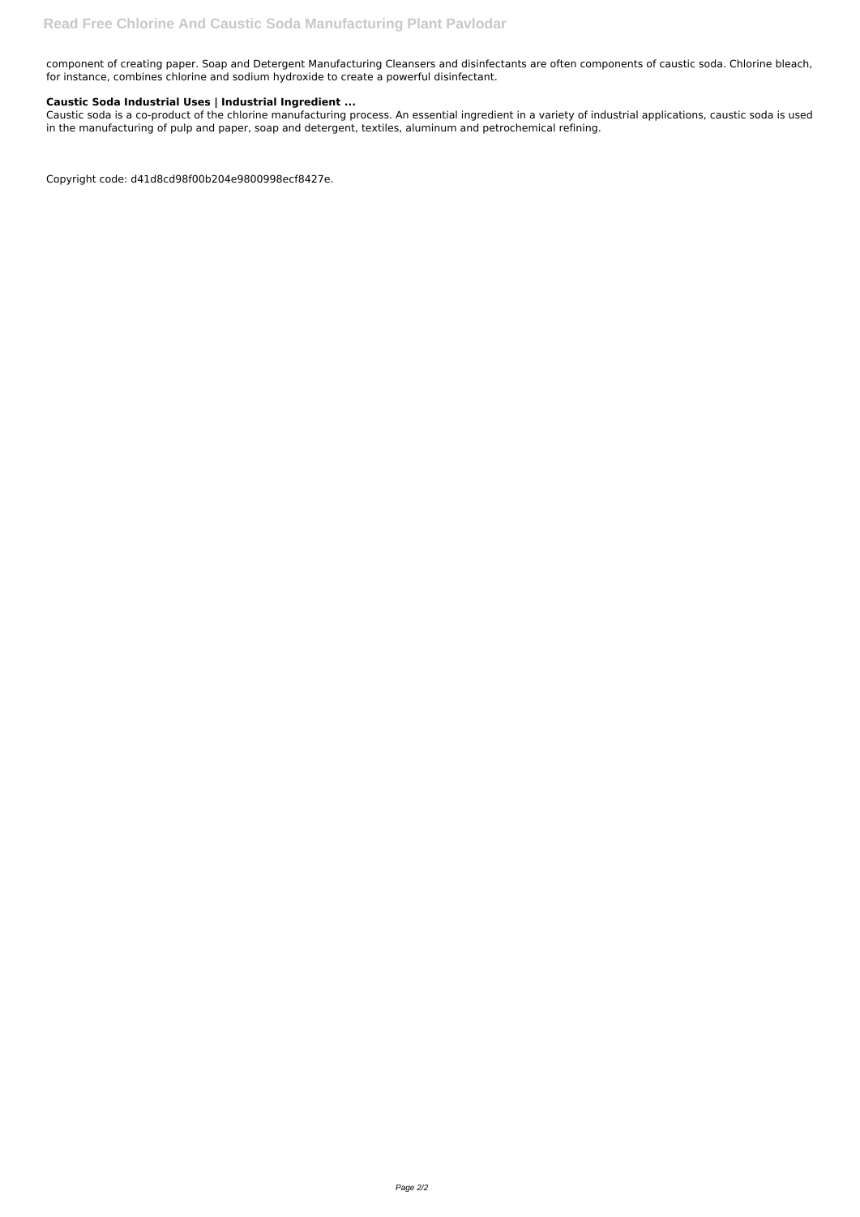component of creating paper. Soap and Detergent Manufacturing Cleansers and disinfectants are often components of caustic soda. Chlorine bleach, for instance, combines chlorine and sodium hydroxide to create a powerful disinfectant.

**Caustic Soda Industrial Uses | Industrial Ingredient ...**

Caustic soda is a co-product of the chlorine manufacturing process. An essential ingredient in a variety of industrial applications, caustic soda is used in the manufacturing of pulp and paper, soap and detergent, textiles, aluminum and petrochemical refining.

Copyright code: d41d8cd98f00b204e9800998ecf8427e.